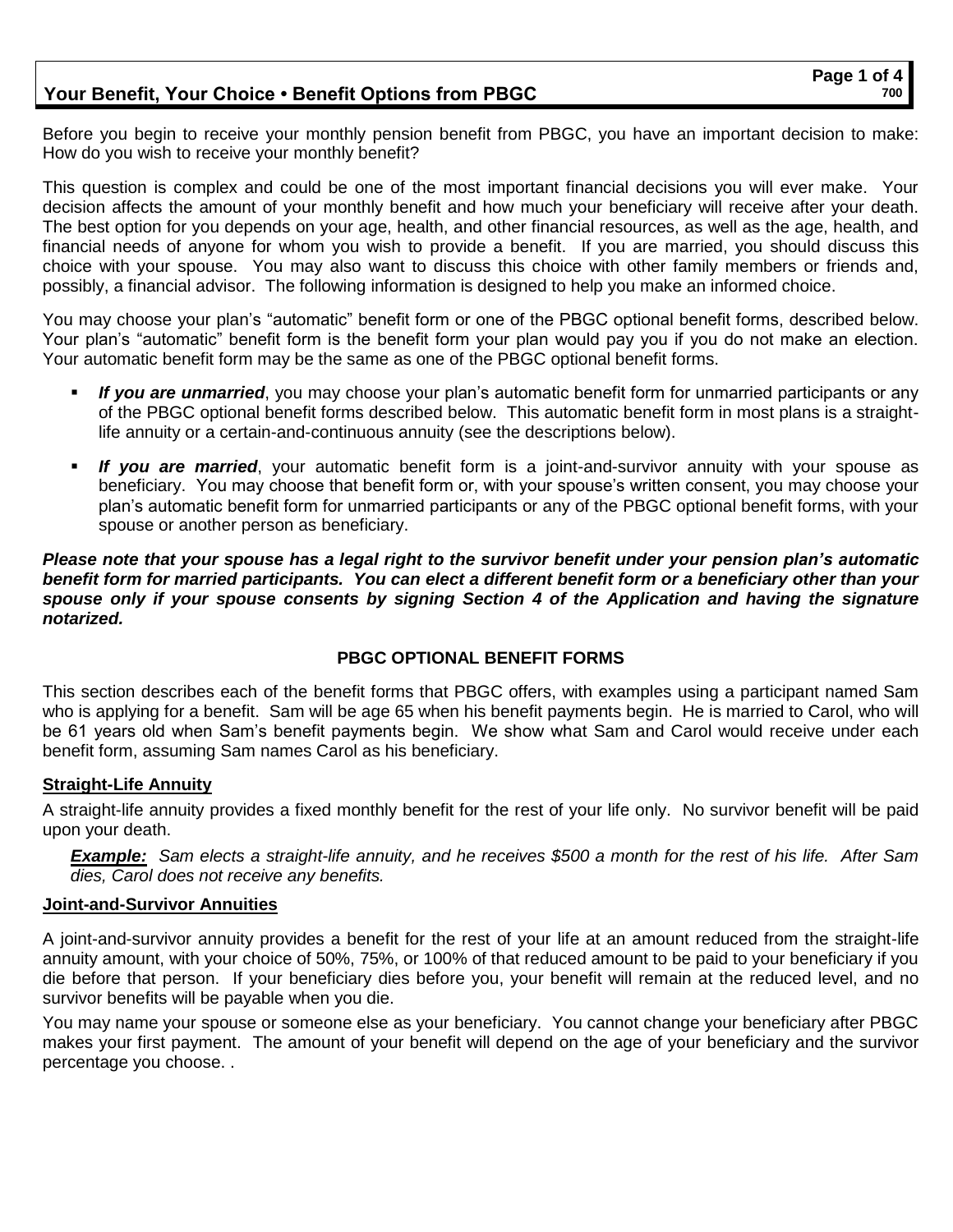# Your Benefit, Your Choice • Benefit Options from PBGC

Before you begin to receive your monthly pension benefit from PBGC, you have an important decision to make: How do you wish to receive your monthly benefit?

This question is complex and could be one of the most important financial decisions you will ever make. Your decision affects the amount of your monthly benefit and how much your beneficiary will receive after your death. The best option for you depends on your age, health, and other financial resources, as well as the age, health, and financial needs of anyone for whom you wish to provide a benefit. If you are married, you should discuss this choice with your spouse. You may also want to discuss this choice with other family members or friends and, possibly, a financial advisor. The following information is designed to help you make an informed choice.

You may choose your plan's "automatic" benefit form or one of the PBGC optional benefit forms, described below. Your plan's "automatic" benefit form is the benefit form your plan would pay you if you do not make an election. Your automatic benefit form may be the same as one of the PBGC optional benefit forms.

- ***If you are unmarried***, you may choose your plan's automatic benefit form for unmarried participants or any of the PBGC optional benefit forms described below. This automatic benefit form in most plans is a straight-life annuity or a certain-and-continuous annuity (see the descriptions below).
- ***If you are married***, your automatic benefit form is a joint-and-survivor annuity with your spouse as beneficiary. You may choose that benefit form or, with your spouse's written consent, you may choose your plan's automatic benefit form for unmarried participants or any of the PBGC optional benefit forms, with your spouse or another person as beneficiary.

***Please note that your spouse has a legal right to the survivor benefit under your pension plan's automatic benefit form for married participants. You can elect a different benefit form or a beneficiary other than your spouse only if your spouse consents by signing Section 4 of the Application and having the signature notarized.***

## PBGC OPTIONAL BENEFIT FORMS

This section describes each of the benefit forms that PBGC offers, with examples using a participant named Sam who is applying for a benefit. Sam will be age 65 when his benefit payments begin. He is married to Carol, who will be 61 years old when Sam's benefit payments begin. We show what Sam and Carol would receive under each benefit form, assuming Sam names Carol as his beneficiary.

### Straight-Life Annuity

A straight-life annuity provides a fixed monthly benefit for the rest of your life only. No survivor benefit will be paid upon your death.

> ***Example:*** *Sam elects a straight-life annuity, and he receives $500 a month for the rest of his life. After Sam dies, Carol does not receive any benefits.*

### Joint-and-Survivor Annuities

A joint-and-survivor annuity provides a benefit for the rest of your life at an amount reduced from the straight-life annuity amount, with your choice of 50%, 75%, or 100% of that reduced amount to be paid to your beneficiary if you die before that person. If your beneficiary dies before you, your benefit will remain at the reduced level, and no survivor benefits will be payable when you die.

You may name your spouse or someone else as your beneficiary. You cannot change your beneficiary after PBGC makes your first payment. The amount of your benefit will depend on the age of your beneficiary and the survivor percentage you choose. .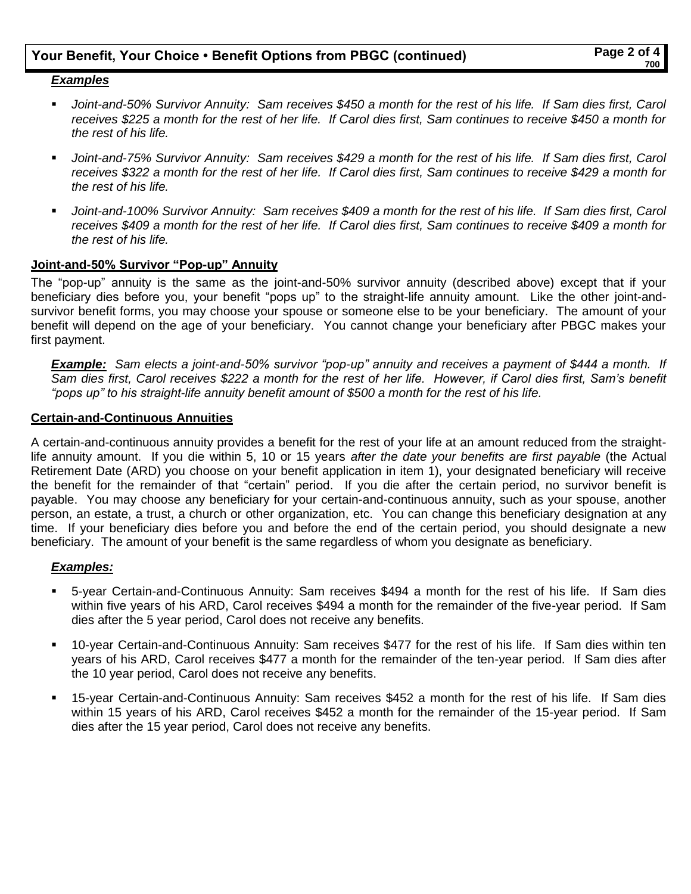***Examples***

- *Joint-and-50% Survivor Annuity: Sam receives $450 a month for the rest of his life. If Sam dies first, Carol receives $225 a month for the rest of her life. If Carol dies first, Sam continues to receive $450 a month for the rest of his life.*
- *Joint-and-75% Survivor Annuity: Sam receives $429 a month for the rest of his life. If Sam dies first, Carol receives $322 a month for the rest of her life. If Carol dies first, Sam continues to receive $429 a month for the rest of his life.*
- *Joint-and-100% Survivor Annuity: Sam receives $409 a month for the rest of his life. If Sam dies first, Carol receives $409 a month for the rest of her life. If Carol dies first, Sam continues to receive $409 a month for the rest of his life.*

**Joint-and-50% Survivor "Pop-up" Annuity**

The "pop-up" annuity is the same as the joint-and-50% survivor annuity (described above) except that if your beneficiary dies before you, your benefit "pops up" to the straight-life annuity amount. Like the other joint-and-survivor benefit forms, you may choose your spouse or someone else to be your beneficiary. The amount of your benefit will depend on the age of your beneficiary. You cannot change your beneficiary after PBGC makes your first payment.

***Example:*** *Sam elects a joint-and-50% survivor "pop-up" annuity and receives a payment of $444 a month. If Sam dies first, Carol receives $222 a month for the rest of her life. However, if Carol dies first, Sam's benefit "pops up" to his straight-life annuity benefit amount of $500 a month for the rest of his life.*

**Certain-and-Continuous Annuities**

A certain-and-continuous annuity provides a benefit for the rest of your life at an amount reduced from the straight-life annuity amount. If you die within 5, 10 or 15 years *after the date your benefits are first payable* (the Actual Retirement Date (ARD) you choose on your benefit application in item 1), your designated beneficiary will receive the benefit for the remainder of that "certain" period. If you die after the certain period, no survivor benefit is payable. You may choose any beneficiary for your certain-and-continuous annuity, such as your spouse, another person, an estate, a trust, a church or other organization, etc. You can change this beneficiary designation at any time. If your beneficiary dies before you and before the end of the certain period, you should designate a new beneficiary. The amount of your benefit is the same regardless of whom you designate as beneficiary.

***Examples:***

- 5-year Certain-and-Continuous Annuity: Sam receives $494 a month for the rest of his life. If Sam dies within five years of his ARD, Carol receives $494 a month for the remainder of the five-year period. If Sam dies after the 5 year period, Carol does not receive any benefits.
- 10-year Certain-and-Continuous Annuity: Sam receives $477 for the rest of his life. If Sam dies within ten years of his ARD, Carol receives $477 a month for the remainder of the ten-year period. If Sam dies after the 10 year period, Carol does not receive any benefits.
- 15-year Certain-and-Continuous Annuity: Sam receives $452 a month for the rest of his life. If Sam dies within 15 years of his ARD, Carol receives $452 a month for the remainder of the 15-year period. If Sam dies after the 15 year period, Carol does not receive any benefits.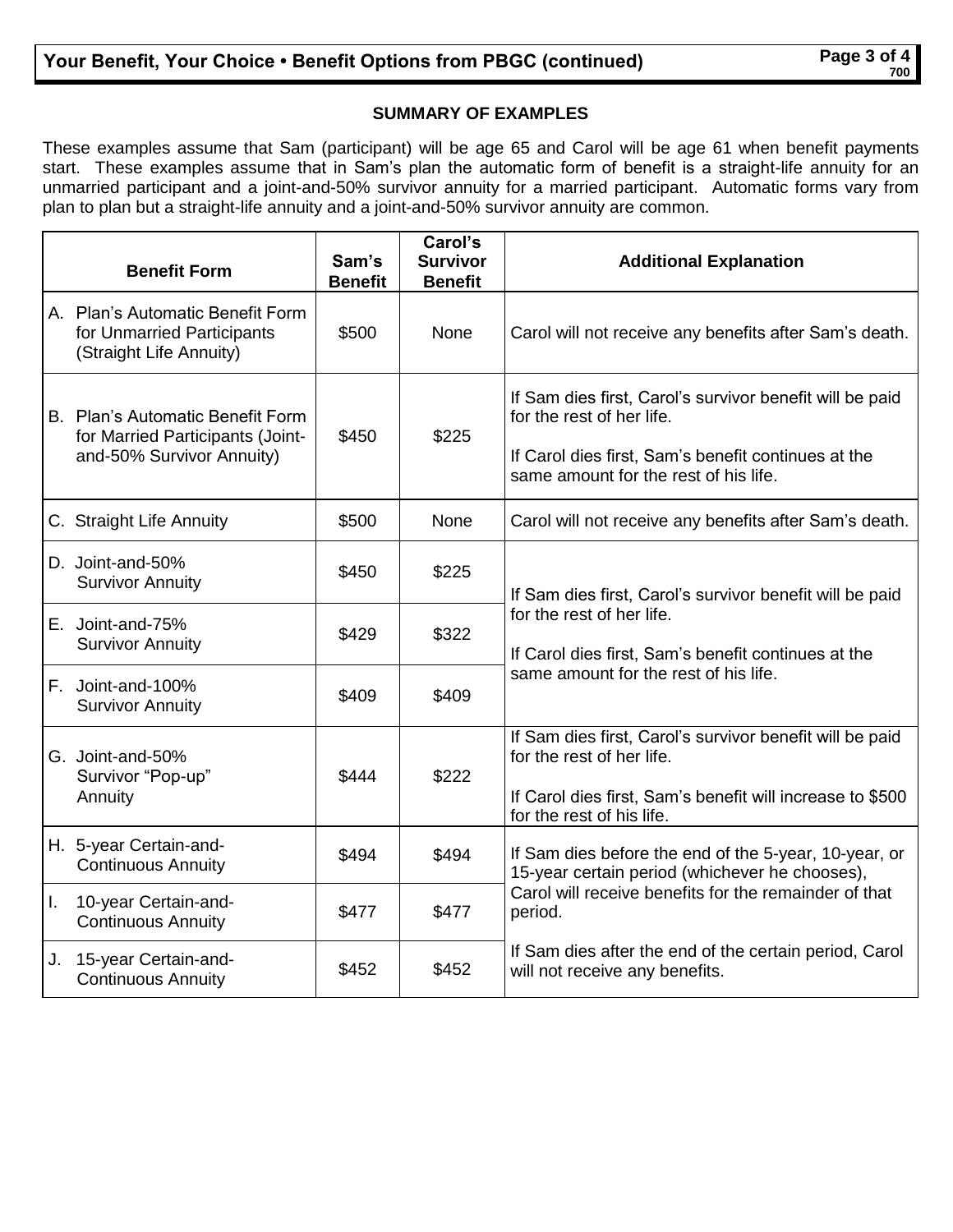## SUMMARY OF EXAMPLES

These examples assume that Sam (participant) will be age 65 and Carol will be age 61 when benefit payments start. These examples assume that in Sam's plan the automatic form of benefit is a straight-life annuity for an unmarried participant and a joint-and-50% survivor annuity for a married participant. Automatic forms vary from plan to plan but a straight-life annuity and a joint-and-50% survivor annuity are common.

| Benefit Form | Sam's Benefit | Carol's Survivor Benefit | Additional Explanation |
|---|---|---|---|
| A. Plan's Automatic Benefit Form for Unmarried Participants (Straight Life Annuity) | \$500 | None | Carol will not receive any benefits after Sam's death. |
| B. Plan's Automatic Benefit Form for Married Participants (Joint-and-50% Survivor Annuity) | \$450 | \$225 | If Sam dies first, Carol's survivor benefit will be paid for the rest of her life. If Carol dies first, Sam's benefit continues at the same amount for the rest of his life. |
| C. Straight Life Annuity | \$500 | None | Carol will not receive any benefits after Sam's death. |
| D. Joint-and-50% Survivor Annuity | \$450 | \$225 | If Sam dies first, Carol's survivor benefit will be paid for the rest of her life. If Carol dies first, Sam's benefit continues at the same amount for the rest of his life. |
| E. Joint-and-75% Survivor Annuity | \$429 | \$322 | |
| F. Joint-and-100% Survivor Annuity | \$409 | \$409 | |
| G. Joint-and-50% Survivor "Pop-up" Annuity | \$444 | \$222 | If Sam dies first, Carol's survivor benefit will be paid for the rest of her life. If Carol dies first, Sam's benefit will increase to \$500 for the rest of his life. |
| H. 5-year Certain-and-Continuous Annuity | \$494 | \$494 | If Sam dies before the end of the 5-year, 10-year, or 15-year certain period (whichever he chooses), Carol will receive benefits for the remainder of that period. If Sam dies after the end of the certain period, Carol will not receive any benefits. |
| I. 10-year Certain-and-Continuous Annuity | \$477 | \$477 | |
| J. 15-year Certain-and-Continuous Annuity | \$452 | \$452 | |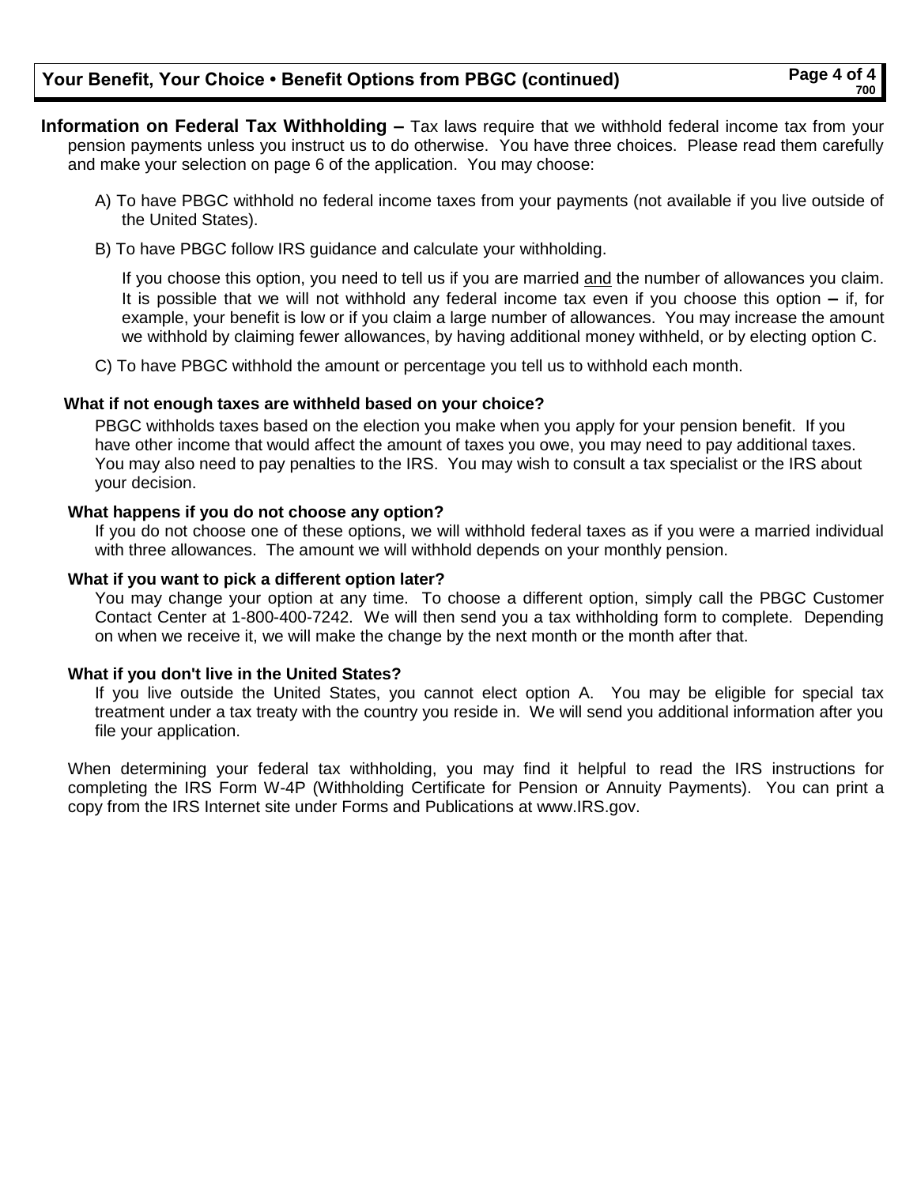**Information on Federal Tax Withholding –** Tax laws require that we withhold federal income tax from your pension payments unless you instruct us to do otherwise. You have three choices. Please read them carefully and make your selection on page 6 of the application. You may choose:

A) To have PBGC withhold no federal income taxes from your payments (not available if you live outside of the United States).

B) To have PBGC follow IRS guidance and calculate your withholding.

If you choose this option, you need to tell us if you are married and the number of allowances you claim. It is possible that we will not withhold any federal income tax even if you choose this option – if, for example, your benefit is low or if you claim a large number of allowances. You may increase the amount we withhold by claiming fewer allowances, by having additional money withheld, or by electing option C.

C) To have PBGC withhold the amount or percentage you tell us to withhold each month.

**What if not enough taxes are withheld based on your choice?**

PBGC withholds taxes based on the election you make when you apply for your pension benefit. If you have other income that would affect the amount of taxes you owe, you may need to pay additional taxes. You may also need to pay penalties to the IRS. You may wish to consult a tax specialist or the IRS about your decision.

**What happens if you do not choose any option?**

If you do not choose one of these options, we will withhold federal taxes as if you were a married individual with three allowances. The amount we will withhold depends on your monthly pension.

**What if you want to pick a different option later?**

You may change your option at any time. To choose a different option, simply call the PBGC Customer Contact Center at 1-800-400-7242. We will then send you a tax withholding form to complete. Depending on when we receive it, we will make the change by the next month or the month after that.

**What if you don't live in the United States?**

If you live outside the United States, you cannot elect option A. You may be eligible for special tax treatment under a tax treaty with the country you reside in. We will send you additional information after you file your application.

When determining your federal tax withholding, you may find it helpful to read the IRS instructions for completing the IRS Form W-4P (Withholding Certificate for Pension or Annuity Payments). You can print a copy from the IRS Internet site under Forms and Publications at www.IRS.gov.